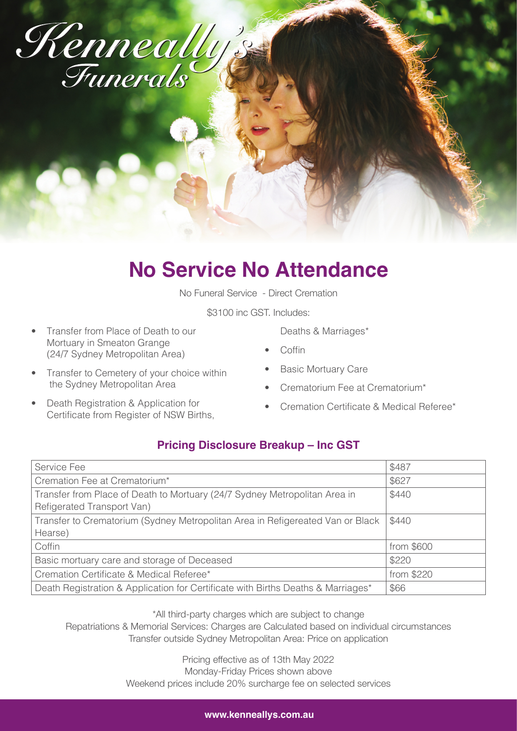Kenneally's Funerals

# No Service No Attendance

No Funeral Service - Direct Cremation

$3100 inc GST. Includes:

- Transfer from Place of Death to our Mortuary in Smeaton Grange (24/7 Sydney Metropolitan Area)
- Transfer to Cemetery of your choice within the Sydney Metropolitan Area
- Death Registration & Application for Certificate from Register of NSW Births, Deaths & Marriages*
- Coffin
- Basic Mortuary Care
- Crematorium Fee at Crematorium*
- Cremation Certificate & Medical Referee*

## Pricing Disclosure Breakup – Inc GST

| | |
|---|---|
| Service Fee | $487 |
| Cremation Fee at Crematorium* | $627 |
| Transfer from Place of Death to Mortuary (24/7 Sydney Metropolitan Area in Refigerated Transport Van) | $440 |
| Transfer to Crematorium (Sydney Metropolitan Area in Refigereated Van or Black Hearse) | $440 |
| Coffin | from $600 |
| Basic mortuary care and storage of Deceased | $220 |
| Cremation Certificate & Medical Referee* | from $220 |
| Death Registration & Application for Certificate with Births Deaths & Marriages* | $66 |

*All third-party charges which are subject to change
Repatriations & Memorial Services: Charges are Calculated based on individual circumstances
Transfer outside Sydney Metropolitan Area: Price on application

Pricing effective as of 13th May 2022
Monday-Friday Prices shown above
Weekend prices include 20% surcharge fee on selected services

**www.kenneallys.com.au**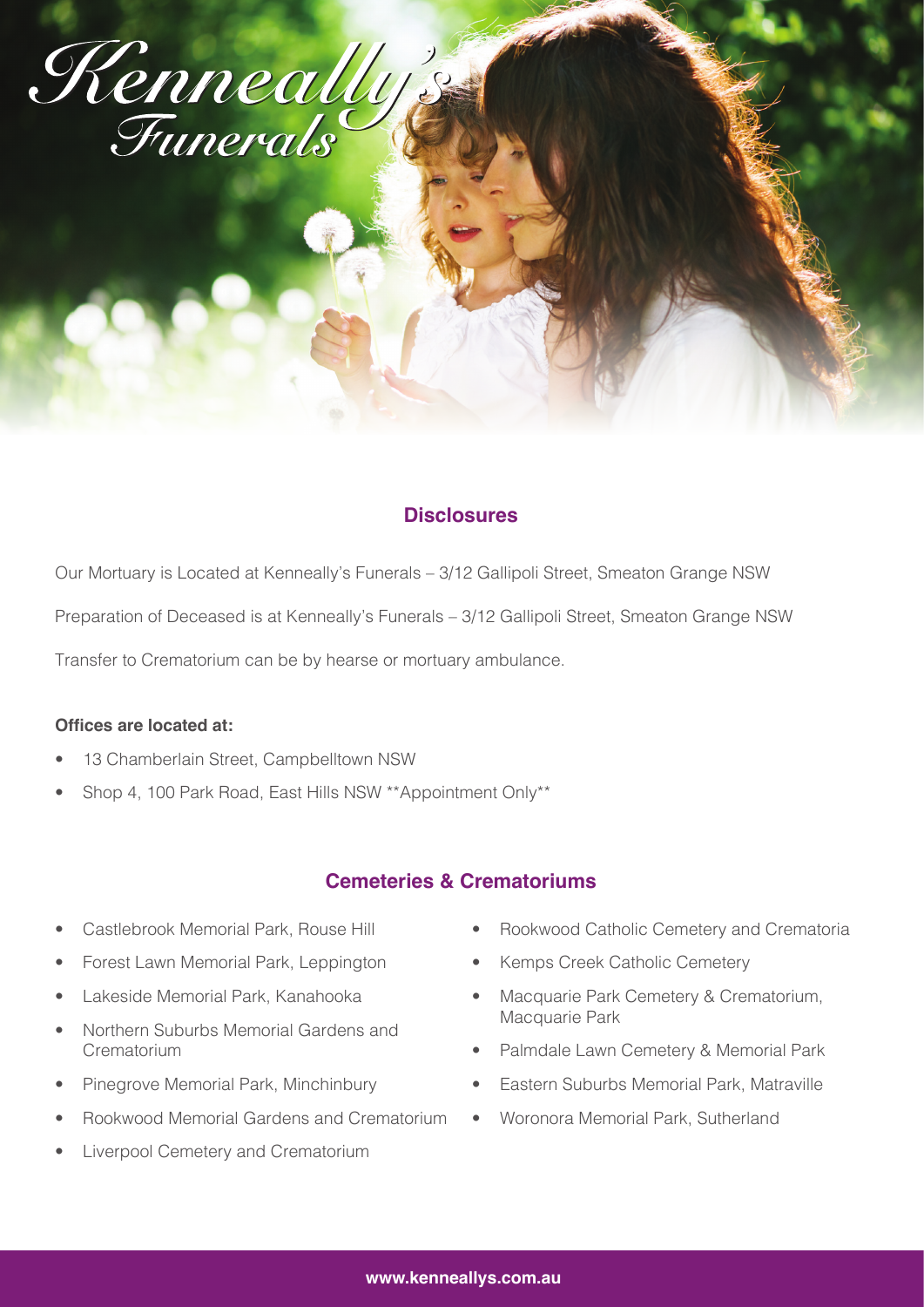Kenneally's Funerals

## Disclosures

Our Mortuary is Located at Kenneally's Funerals – 3/12 Gallipoli Street, Smeaton Grange NSW

Preparation of Deceased is at Kenneally's Funerals – 3/12 Gallipoli Street, Smeaton Grange NSW

Transfer to Crematorium can be by hearse or mortuary ambulance.

**Offices are located at:**

- 13 Chamberlain Street, Campbelltown NSW
- Shop 4, 100 Park Road, East Hills NSW **Appointment Only**

## Cemeteries & Crematoriums

- Castlebrook Memorial Park, Rouse Hill
- Forest Lawn Memorial Park, Leppington
- Lakeside Memorial Park, Kanahooka
- Northern Suburbs Memorial Gardens and Crematorium
- Pinegrove Memorial Park, Minchinbury
- Rookwood Memorial Gardens and Crematorium
- Liverpool Cemetery and Crematorium
- Rookwood Catholic Cemetery and Crematoria
- Kemps Creek Catholic Cemetery
- Macquarie Park Cemetery & Crematorium, Macquarie Park
- Palmdale Lawn Cemetery & Memorial Park
- Eastern Suburbs Memorial Park, Matraville
- Woronora Memorial Park, Sutherland

**www.kenneallys.com.au**